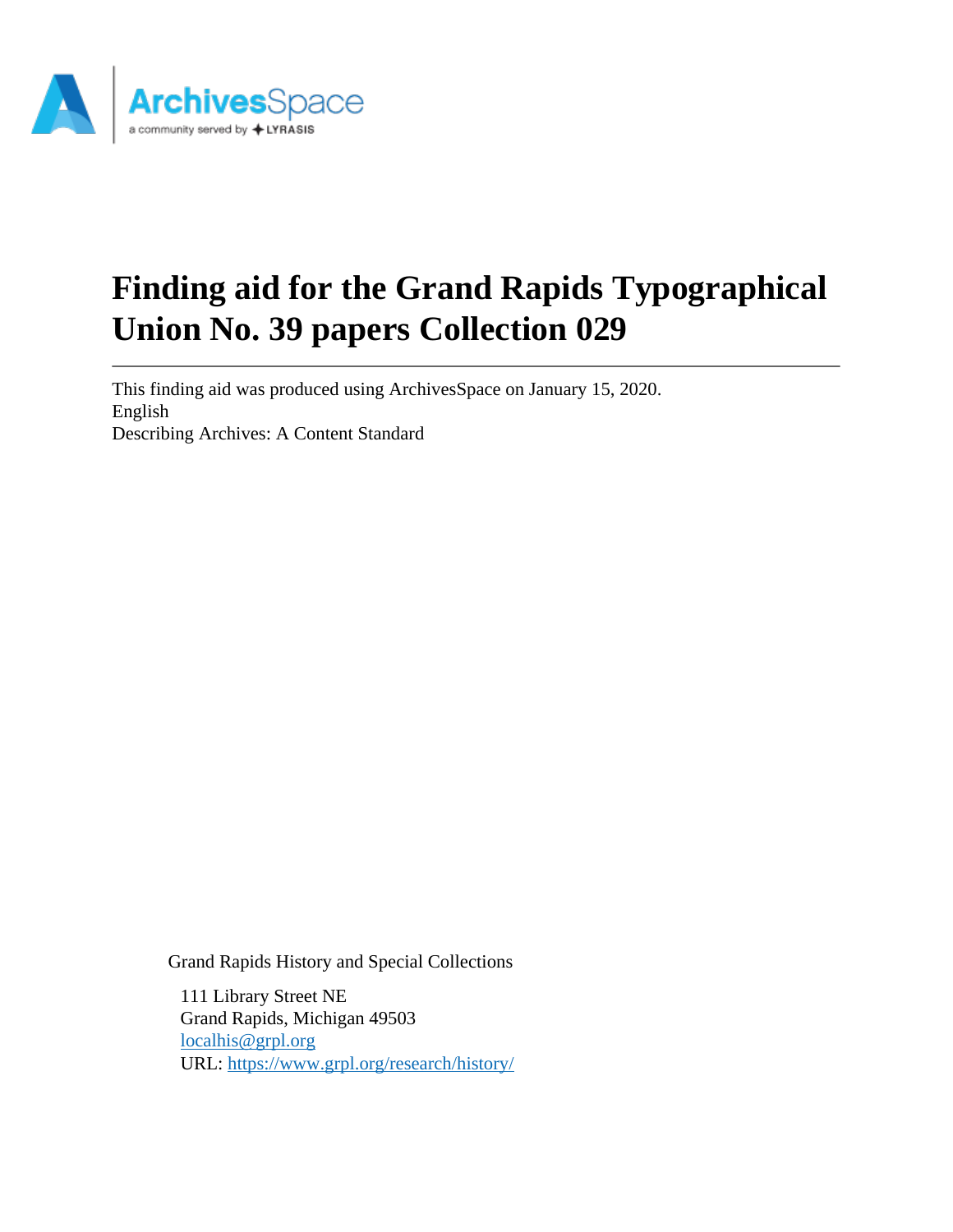# Finding aid for the Grand Rapids Typographical Union No. 39 papers Collection 029

This finding aid was produced using ArchivesSpace on January 15, 2020.
English
Describing Archives: A Content Standard

Grand Rapids History and Special Collections

111 Library Street NE
Grand Rapids, Michigan 49503
[localhis@grpl.org](mailto:localhis@grpl.org)
URL: [https://www.grpl.org/research/history/](https://www.grpl.org/research/history/)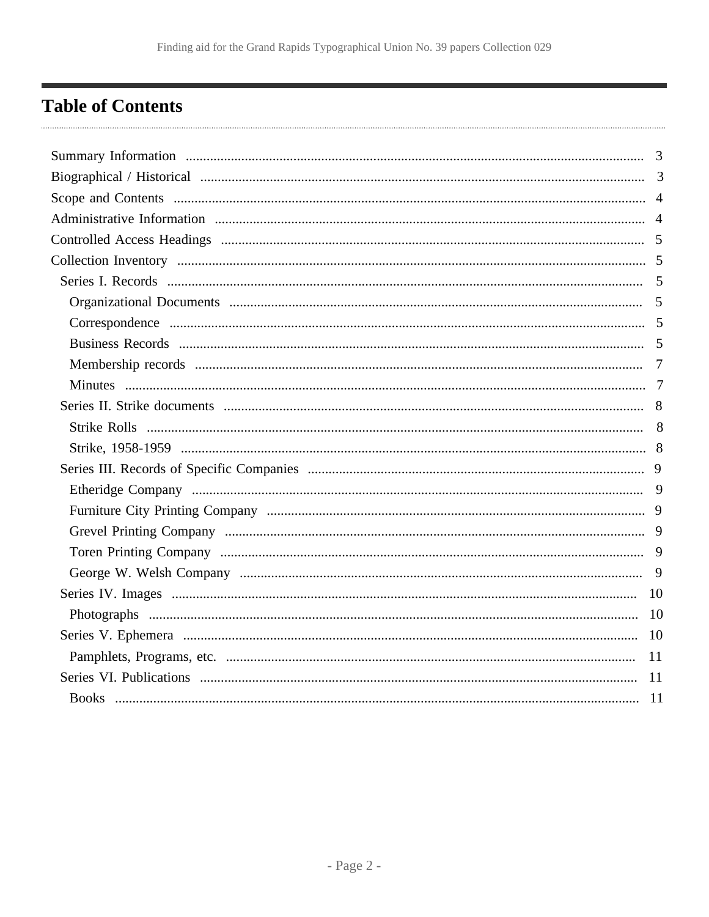# Table of Contents

- Summary Information ..... 3
- Biographical / Historical ..... 3
- Scope and Contents ..... 4
- Administrative Information ..... 4
- Controlled Access Headings ..... 5
- Collection Inventory ..... 5
  - Series I. Records ..... 5
    - Organizational Documents ..... 5
    - Correspondence ..... 5
    - Business Records ..... 5
    - Membership records ..... 7
    - Minutes ..... 7
  - Series II. Strike documents ..... 8
    - Strike Rolls ..... 8
    - Strike, 1958-1959 ..... 8
  - Series III. Records of Specific Companies ..... 9
    - Etheridge Company ..... 9
    - Furniture City Printing Company ..... 9
    - Grevel Printing Company ..... 9
    - Toren Printing Company ..... 9
    - George W. Welsh Company ..... 9
  - Series IV. Images ..... 10
    - Photographs ..... 10
  - Series V. Ephemera ..... 10
    - Pamphlets, Programs, etc. ..... 11
  - Series VI. Publications ..... 11
    - Books ..... 11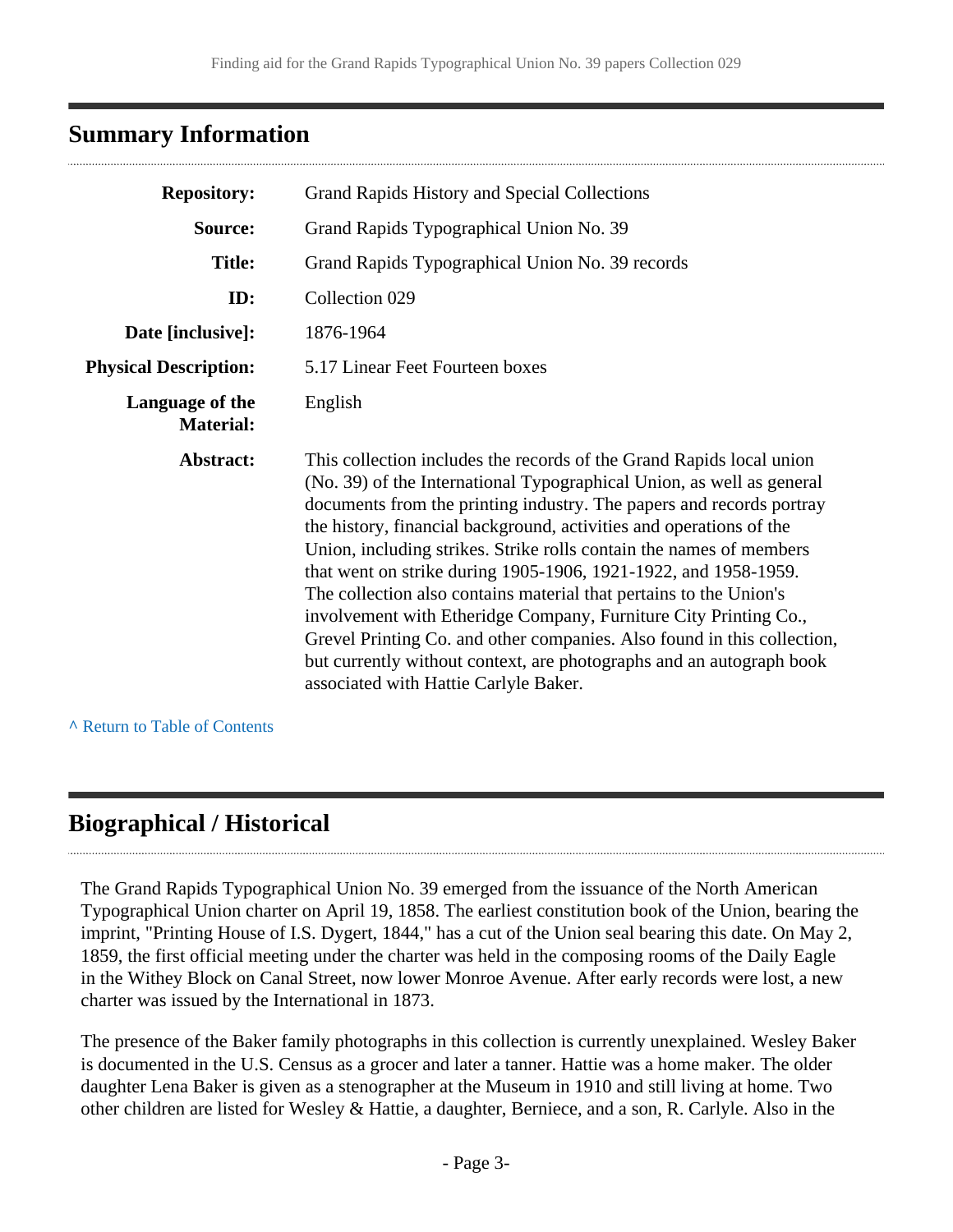## Summary Information

| | |
|---|---|
| **Repository:** | Grand Rapids History and Special Collections |
| **Source:** | Grand Rapids Typographical Union No. 39 |
| **Title:** | Grand Rapids Typographical Union No. 39 records |
| **ID:** | Collection 029 |
| **Date [inclusive]:** | 1876-1964 |
| **Physical Description:** | 5.17 Linear Feet Fourteen boxes |
| **Language of the Material:** | English |
| **Abstract:** | This collection includes the records of the Grand Rapids local union (No. 39) of the International Typographical Union, as well as general documents from the printing industry. The papers and records portray the history, financial background, activities and operations of the Union, including strikes. Strike rolls contain the names of members that went on strike during 1905-1906, 1921-1922, and 1958-1959. The collection also contains material that pertains to the Union's involvement with Etheridge Company, Furniture City Printing Co., Grevel Printing Co. and other companies. Also found in this collection, but currently without context, are photographs and an autograph book associated with Hattie Carlyle Baker. |

^ Return to Table of Contents

## Biographical / Historical

The Grand Rapids Typographical Union No. 39 emerged from the issuance of the North American Typographical Union charter on April 19, 1858. The earliest constitution book of the Union, bearing the imprint, "Printing House of I.S. Dygert, 1844," has a cut of the Union seal bearing this date. On May 2, 1859, the first official meeting under the charter was held in the composing rooms of the Daily Eagle in the Withey Block on Canal Street, now lower Monroe Avenue. After early records were lost, a new charter was issued by the International in 1873.

The presence of the Baker family photographs in this collection is currently unexplained. Wesley Baker is documented in the U.S. Census as a grocer and later a tanner. Hattie was a home maker. The older daughter Lena Baker is given as a stenographer at the Museum in 1910 and still living at home. Two other children are listed for Wesley & Hattie, a daughter, Berniece, and a son, R. Carlyle. Also in the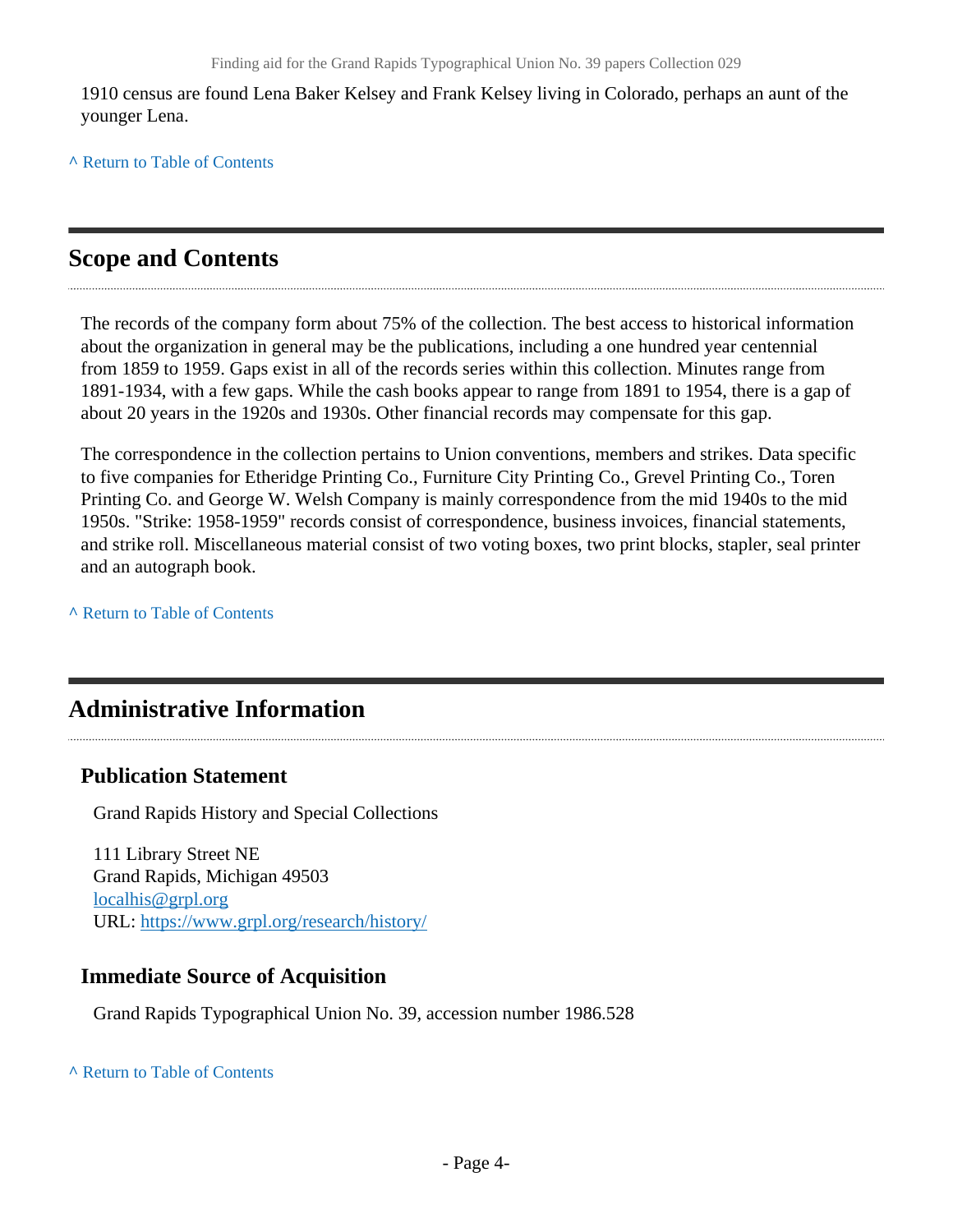1910 census are found Lena Baker Kelsey and Frank Kelsey living in Colorado, perhaps an aunt of the younger Lena.

^ Return to Table of Contents

## Scope and Contents

The records of the company form about 75% of the collection. The best access to historical information about the organization in general may be the publications, including a one hundred year centennial from 1859 to 1959. Gaps exist in all of the records series within this collection. Minutes range from 1891-1934, with a few gaps. While the cash books appear to range from 1891 to 1954, there is a gap of about 20 years in the 1920s and 1930s. Other financial records may compensate for this gap.

The correspondence in the collection pertains to Union conventions, members and strikes. Data specific to five companies for Etheridge Printing Co., Furniture City Printing Co., Grevel Printing Co., Toren Printing Co. and George W. Welsh Company is mainly correspondence from the mid 1940s to the mid 1950s. "Strike: 1958-1959" records consist of correspondence, business invoices, financial statements, and strike roll. Miscellaneous material consist of two voting boxes, two print blocks, stapler, seal printer and an autograph book.

^ Return to Table of Contents

## Administrative Information

### Publication Statement

Grand Rapids History and Special Collections

111 Library Street NE
Grand Rapids, Michigan 49503
localhis@grpl.org
URL: https://www.grpl.org/research/history/

### Immediate Source of Acquisition

Grand Rapids Typographical Union No. 39, accession number 1986.528

^ Return to Table of Contents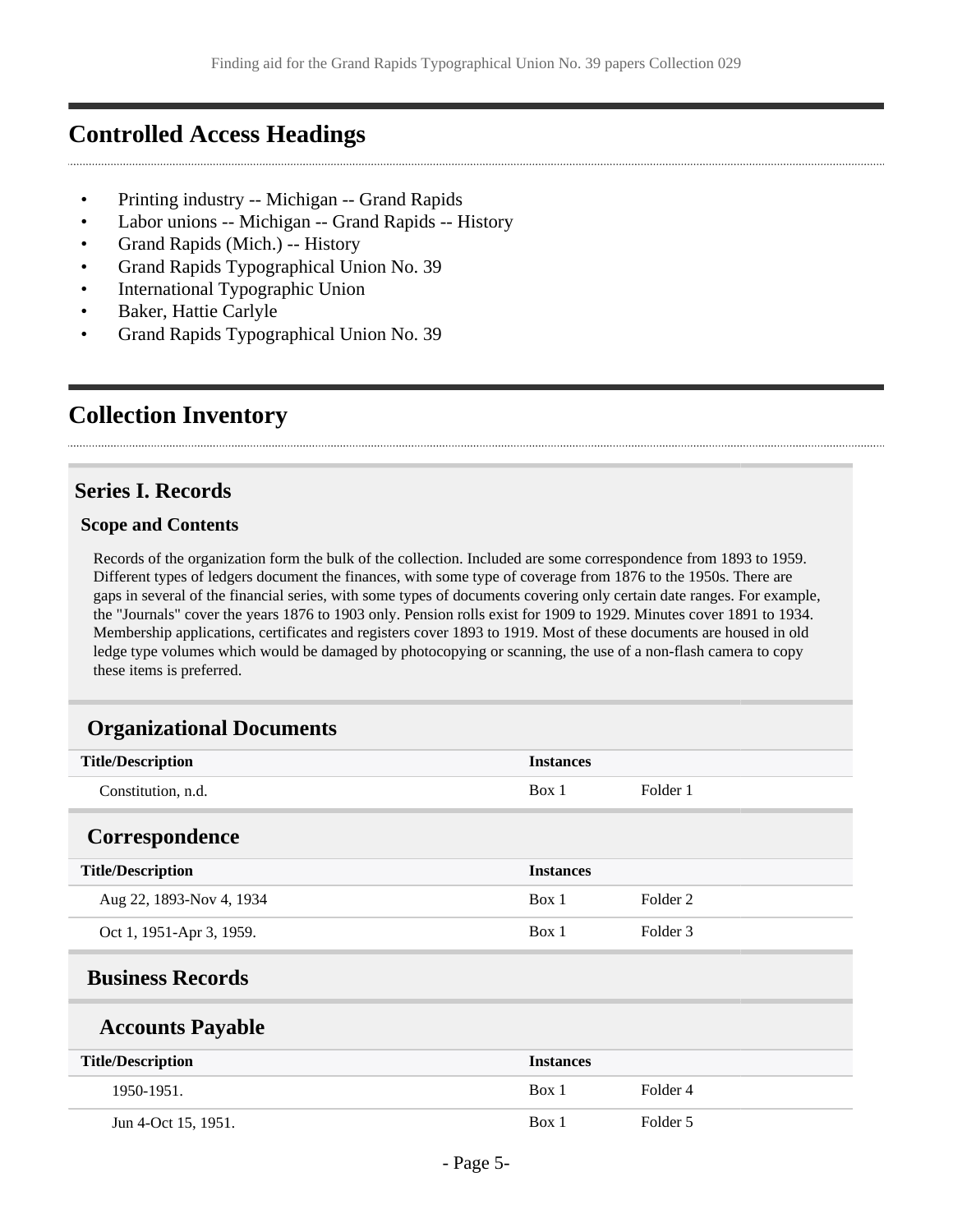## Controlled Access Headings

- Printing industry -- Michigan -- Grand Rapids
- Labor unions -- Michigan -- Grand Rapids -- History
- Grand Rapids (Mich.) -- History
- Grand Rapids Typographical Union No. 39
- International Typographic Union
- Baker, Hattie Carlyle
- Grand Rapids Typographical Union No. 39

## Collection Inventory

### Series I. Records

#### Scope and Contents

Records of the organization form the bulk of the collection. Included are some correspondence from 1893 to 1959. Different types of ledgers document the finances, with some type of coverage from 1876 to the 1950s. There are gaps in several of the financial series, with some types of documents covering only certain date ranges. For example, the "Journals" cover the years 1876 to 1903 only. Pension rolls exist for 1909 to 1929. Minutes cover 1891 to 1934. Membership applications, certificates and registers cover 1893 to 1919. Most of these documents are housed in old ledge type volumes which would be damaged by photocopying or scanning, the use of a non-flash camera to copy these items is preferred.

#### Organizational Documents

| Title/Description | Instances | |
|---|---|---|
| Constitution, n.d. | Box 1 | Folder 1 |

#### Correspondence

| Title/Description | Instances | |
|---|---|---|
| Aug 22, 1893-Nov 4, 1934 | Box 1 | Folder 2 |
| Oct 1, 1951-Apr 3, 1959. | Box 1 | Folder 3 |

#### Business Records

##### Accounts Payable

| Title/Description | Instances | |
|---|---|---|
| 1950-1951. | Box 1 | Folder 4 |
| Jun 4-Oct 15, 1951. | Box 1 | Folder 5 |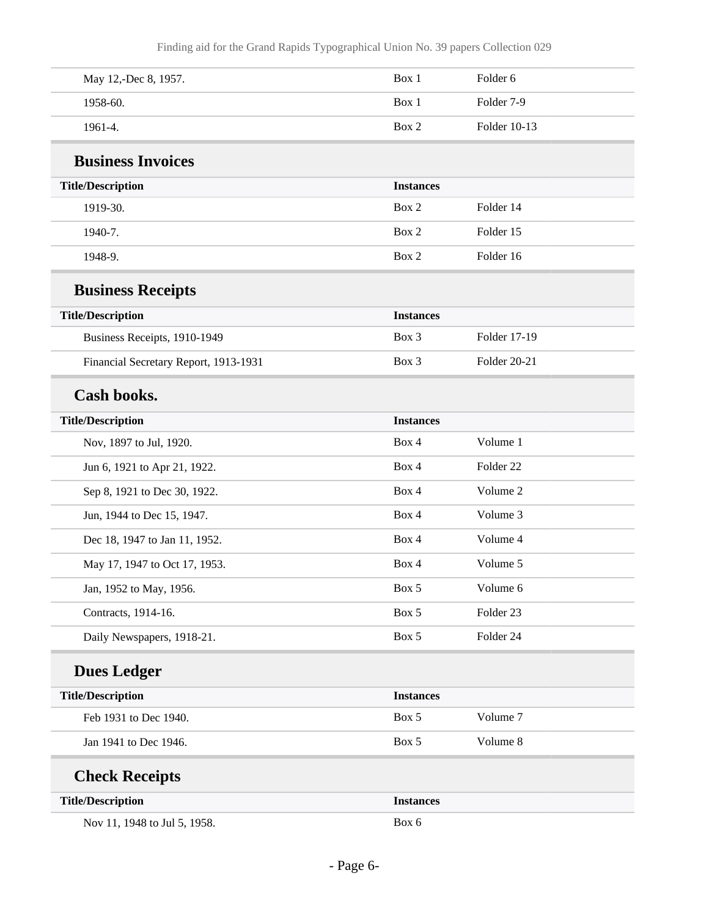| | | |
|---|---|---|
| May 12,-Dec 8, 1957. | Box 1 | Folder 6 |
| 1958-60. | Box 1 | Folder 7-9 |
| 1961-4. | Box 2 | Folder 10-13 |

### Business Invoices

| Title/Description | Instances | |
|---|---|---|
| 1919-30. | Box 2 | Folder 14 |
| 1940-7. | Box 2 | Folder 15 |
| 1948-9. | Box 2 | Folder 16 |

### Business Receipts

| Title/Description | Instances | |
|---|---|---|
| Business Receipts, 1910-1949 | Box 3 | Folder 17-19 |
| Financial Secretary Report, 1913-1931 | Box 3 | Folder 20-21 |

### Cash books.

| Title/Description | Instances | |
|---|---|---|
| Nov, 1897 to Jul, 1920. | Box 4 | Volume 1 |
| Jun 6, 1921 to Apr 21, 1922. | Box 4 | Folder 22 |
| Sep 8, 1921 to Dec 30, 1922. | Box 4 | Volume 2 |
| Jun, 1944 to Dec 15, 1947. | Box 4 | Volume 3 |
| Dec 18, 1947 to Jan 11, 1952. | Box 4 | Volume 4 |
| May 17, 1947 to Oct 17, 1953. | Box 4 | Volume 5 |
| Jan, 1952 to May, 1956. | Box 5 | Volume 6 |
| Contracts, 1914-16. | Box 5 | Folder 23 |
| Daily Newspapers, 1918-21. | Box 5 | Folder 24 |

### Dues Ledger

| Title/Description | Instances | |
|---|---|---|
| Feb 1931 to Dec 1940. | Box 5 | Volume 7 |
| Jan 1941 to Dec 1946. | Box 5 | Volume 8 |

### Check Receipts

| Title/Description | Instances | |
|---|---|---|
| Nov 11, 1948 to Jul 5, 1958. | Box 6 | |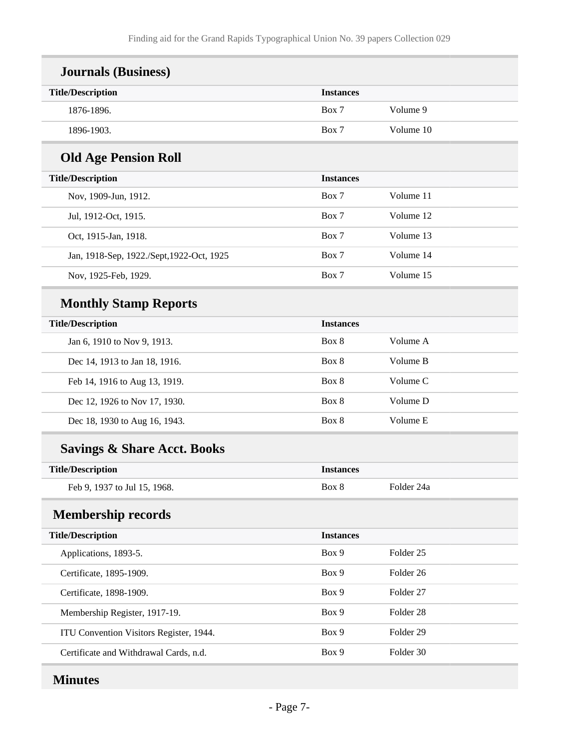## Journals (Business)

| Title/Description | Instances | |
|---|---|---|
| 1876-1896. | Box 7 | Volume 9 |
| 1896-1903. | Box 7 | Volume 10 |

## Old Age Pension Roll

| Title/Description | Instances | |
|---|---|---|
| Nov, 1909-Jun, 1912. | Box 7 | Volume 11 |
| Jul, 1912-Oct, 1915. | Box 7 | Volume 12 |
| Oct, 1915-Jan, 1918. | Box 7 | Volume 13 |
| Jan, 1918-Sep, 1922./Sept,1922-Oct, 1925 | Box 7 | Volume 14 |
| Nov, 1925-Feb, 1929. | Box 7 | Volume 15 |

## Monthly Stamp Reports

| Title/Description | Instances | |
|---|---|---|
| Jan 6, 1910 to Nov 9, 1913. | Box 8 | Volume A |
| Dec 14, 1913 to Jan 18, 1916. | Box 8 | Volume B |
| Feb 14, 1916 to Aug 13, 1919. | Box 8 | Volume C |
| Dec 12, 1926 to Nov 17, 1930. | Box 8 | Volume D |
| Dec 18, 1930 to Aug 16, 1943. | Box 8 | Volume E |

## Savings & Share Acct. Books

| Title/Description | Instances | |
|---|---|---|
| Feb 9, 1937 to Jul 15, 1968. | Box 8 | Folder 24a |

## Membership records

| Title/Description | Instances | |
|---|---|---|
| Applications, 1893-5. | Box 9 | Folder 25 |
| Certificate, 1895-1909. | Box 9 | Folder 26 |
| Certificate, 1898-1909. | Box 9 | Folder 27 |
| Membership Register, 1917-19. | Box 9 | Folder 28 |
| ITU Convention Visitors Register, 1944. | Box 9 | Folder 29 |
| Certificate and Withdrawal Cards, n.d. | Box 9 | Folder 30 |

## Minutes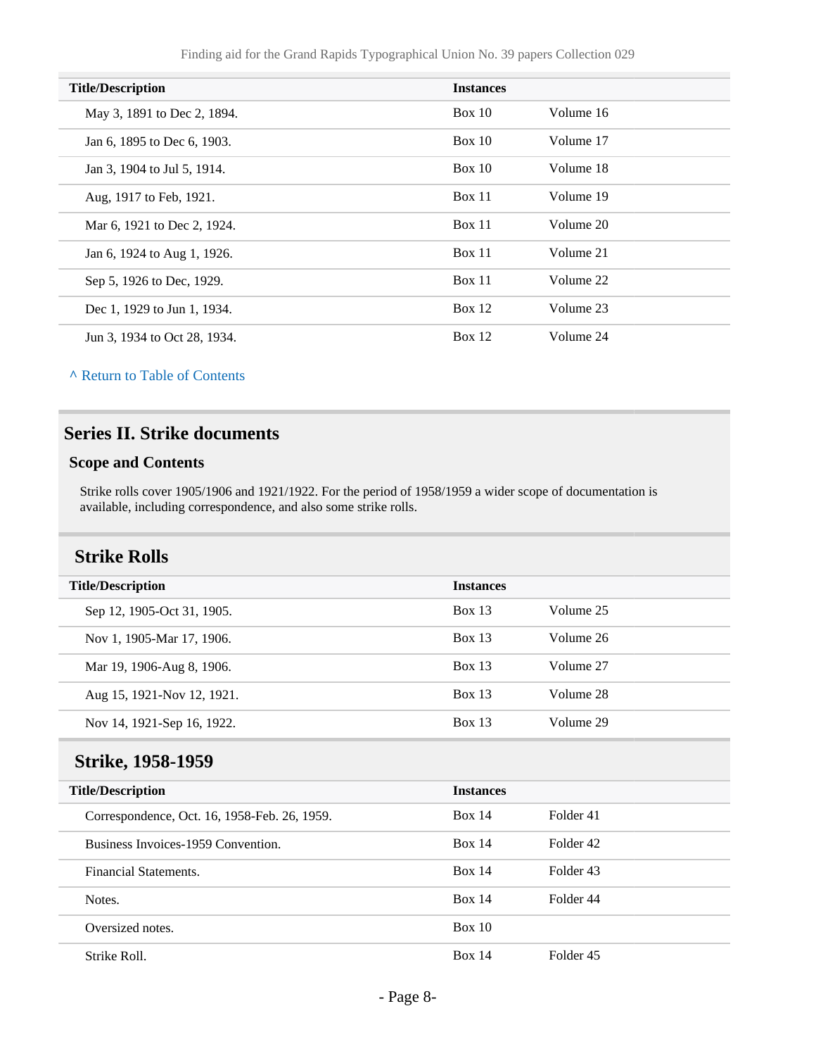| Title/Description | Instances | |
|---|---|---|
| May 3, 1891 to Dec 2, 1894. | Box 10 | Volume 16 |
| Jan 6, 1895 to Dec 6, 1903. | Box 10 | Volume 17 |
| Jan 3, 1904 to Jul 5, 1914. | Box 10 | Volume 18 |
| Aug, 1917 to Feb, 1921. | Box 11 | Volume 19 |
| Mar 6, 1921 to Dec 2, 1924. | Box 11 | Volume 20 |
| Jan 6, 1924 to Aug 1, 1926. | Box 11 | Volume 21 |
| Sep 5, 1926 to Dec, 1929. | Box 11 | Volume 22 |
| Dec 1, 1929 to Jun 1, 1934. | Box 12 | Volume 23 |
| Jun 3, 1934 to Oct 28, 1934. | Box 12 | Volume 24 |

^ Return to Table of Contents

## Series II. Strike documents

### Scope and Contents

Strike rolls cover 1905/1906 and 1921/1922. For the period of 1958/1959 a wider scope of documentation is available, including correspondence, and also some strike rolls.

### Strike Rolls

| Title/Description | Instances | |
|---|---|---|
| Sep 12, 1905-Oct 31, 1905. | Box 13 | Volume 25 |
| Nov 1, 1905-Mar 17, 1906. | Box 13 | Volume 26 |
| Mar 19, 1906-Aug 8, 1906. | Box 13 | Volume 27 |
| Aug 15, 1921-Nov 12, 1921. | Box 13 | Volume 28 |
| Nov 14, 1921-Sep 16, 1922. | Box 13 | Volume 29 |

### Strike, 1958-1959

| Title/Description | Instances | |
|---|---|---|
| Correspondence, Oct. 16, 1958-Feb. 26, 1959. | Box 14 | Folder 41 |
| Business Invoices-1959 Convention. | Box 14 | Folder 42 |
| Financial Statements. | Box 14 | Folder 43 |
| Notes. | Box 14 | Folder 44 |
| Oversized notes. | Box 10 | |
| Strike Roll. | Box 14 | Folder 45 |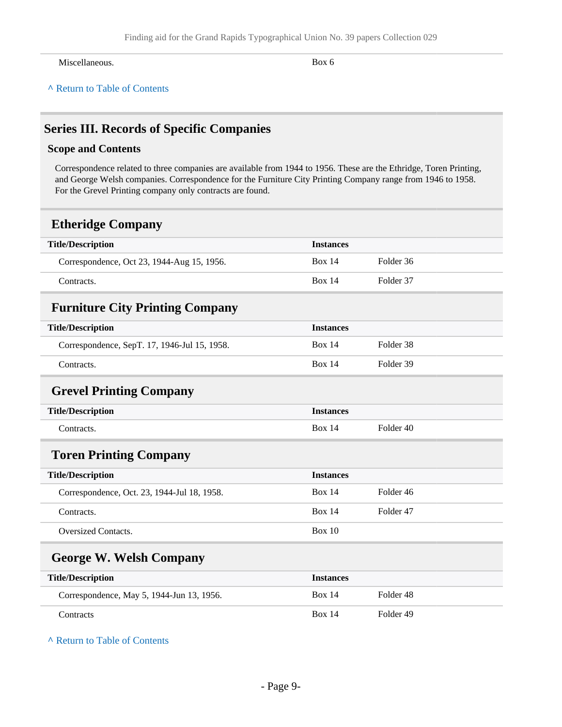| | |
|---|---|
| Miscellaneous. | Box 6 |

^ Return to Table of Contents

## Series III. Records of Specific Companies

### Scope and Contents

Correspondence related to three companies are available from 1944 to 1956. These are the Ethridge, Toren Printing, and George Welsh companies. Correspondence for the Furniture City Printing Company range from 1946 to 1958. For the Grevel Printing company only contracts are found.

### Etheridge Company

| Title/Description | Instances | |
|---|---|---|
| Correspondence, Oct 23, 1944-Aug 15, 1956. | Box 14 | Folder 36 |
| Contracts. | Box 14 | Folder 37 |

### Furniture City Printing Company

| Title/Description | Instances | |
|---|---|---|
| Correspondence, SepT. 17, 1946-Jul 15, 1958. | Box 14 | Folder 38 |
| Contracts. | Box 14 | Folder 39 |

### Grevel Printing Company

| Title/Description | Instances | |
|---|---|---|
| Contracts. | Box 14 | Folder 40 |

### Toren Printing Company

| Title/Description | Instances | |
|---|---|---|
| Correspondence, Oct. 23, 1944-Jul 18, 1958. | Box 14 | Folder 46 |
| Contracts. | Box 14 | Folder 47 |
| Oversized Contacts. | Box 10 | |

### George W. Welsh Company

| Title/Description | Instances | |
|---|---|---|
| Correspondence, May 5, 1944-Jun 13, 1956. | Box 14 | Folder 48 |
| Contracts | Box 14 | Folder 49 |

^ Return to Table of Contents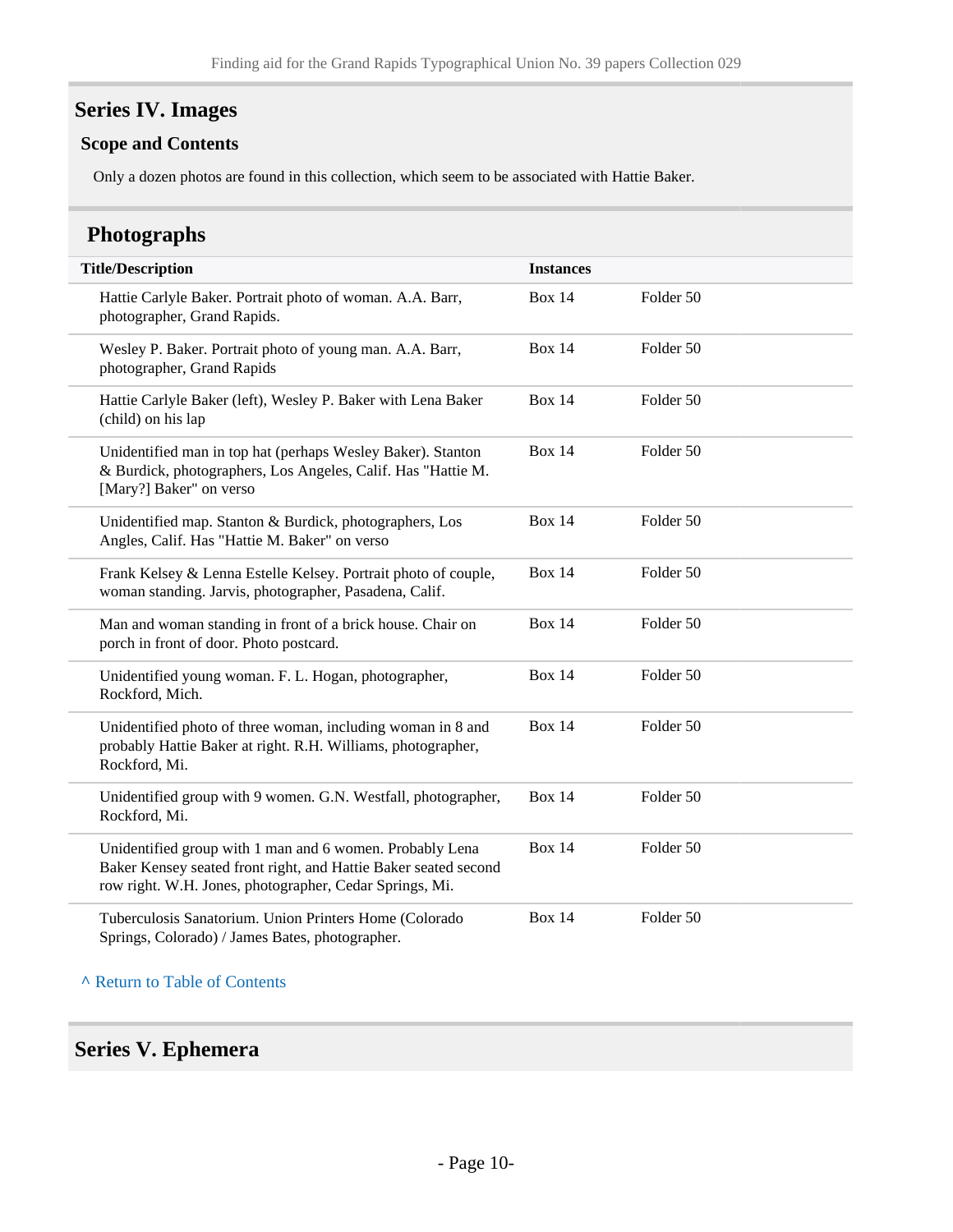## Series IV. Images

### Scope and Contents

Only a dozen photos are found in this collection, which seem to be associated with Hattie Baker.

### Photographs

| Title/Description | Instances | |
|---|---|---|
| Hattie Carlyle Baker. Portrait photo of woman. A.A. Barr, photographer, Grand Rapids. | Box 14 | Folder 50 |
| Wesley P. Baker. Portrait photo of young man. A.A. Barr, photographer, Grand Rapids | Box 14 | Folder 50 |
| Hattie Carlyle Baker (left), Wesley P. Baker with Lena Baker (child) on his lap | Box 14 | Folder 50 |
| Unidentified man in top hat (perhaps Wesley Baker). Stanton & Burdick, photographers, Los Angeles, Calif. Has "Hattie M. [Mary?] Baker" on verso | Box 14 | Folder 50 |
| Unidentified map. Stanton & Burdick, photographers, Los Angles, Calif. Has "Hattie M. Baker" on verso | Box 14 | Folder 50 |
| Frank Kelsey & Lenna Estelle Kelsey. Portrait photo of couple, woman standing. Jarvis, photographer, Pasadena, Calif. | Box 14 | Folder 50 |
| Man and woman standing in front of a brick house. Chair on porch in front of door. Photo postcard. | Box 14 | Folder 50 |
| Unidentified young woman. F. L. Hogan, photographer, Rockford, Mich. | Box 14 | Folder 50 |
| Unidentified photo of three woman, including woman in 8 and probably Hattie Baker at right. R.H. Williams, photographer, Rockford, Mi. | Box 14 | Folder 50 |
| Unidentified group with 9 women. G.N. Westfall, photographer, Rockford, Mi. | Box 14 | Folder 50 |
| Unidentified group with 1 man and 6 women. Probably Lena Baker Kensey seated front right, and Hattie Baker seated second row right. W.H. Jones, photographer, Cedar Springs, Mi. | Box 14 | Folder 50 |
| Tuberculosis Sanatorium. Union Printers Home (Colorado Springs, Colorado) / James Bates, photographer. | Box 14 | Folder 50 |

^ Return to Table of Contents

## Series V. Ephemera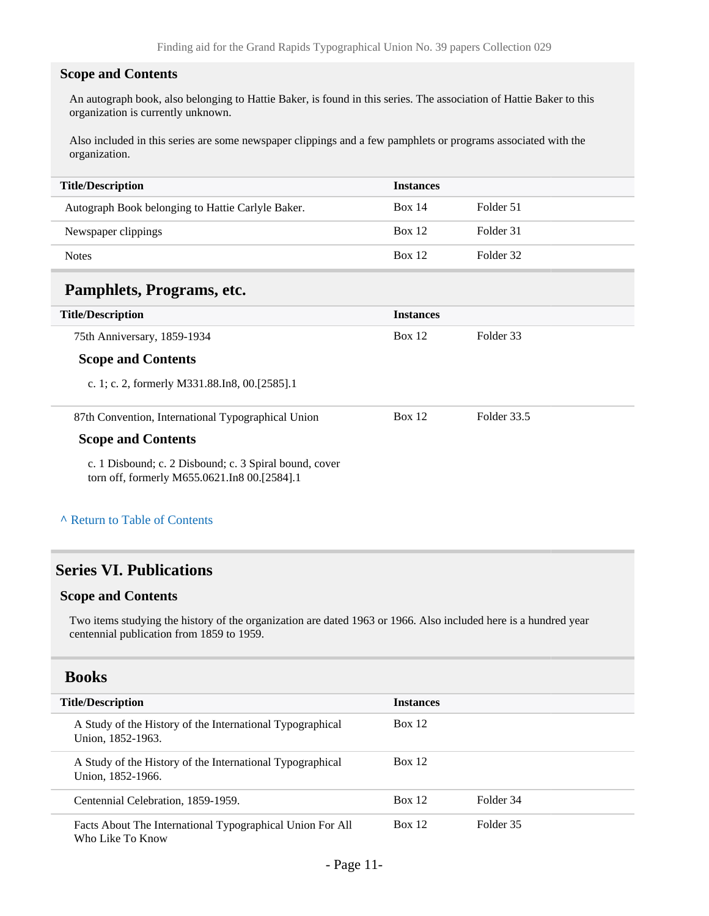### Scope and Contents

An autograph book, also belonging to Hattie Baker, is found in this series. The association of Hattie Baker to this organization is currently unknown.

Also included in this series are some newspaper clippings and a few pamphlets or programs associated with the organization.

| Title/Description | Instances | |
|---|---|---|
| Autograph Book belonging to Hattie Carlyle Baker. | Box 14 | Folder 51 |
| Newspaper clippings | Box 12 | Folder 31 |
| Notes | Box 12 | Folder 32 |

## Pamphlets, Programs, etc.

| Title/Description | Instances | |
|---|---|---|
| 75th Anniversary, 1859-1934 | Box 12 | Folder 33 |

#### Scope and Contents

c. 1; c. 2, formerly M331.88.In8, 00.[2585].1

| Title/Description | Instances | |
|---|---|---|
| 87th Convention, International Typographical Union | Box 12 | Folder 33.5 |

#### Scope and Contents

c. 1 Disbound; c. 2 Disbound; c. 3 Spiral bound, cover torn off, formerly M655.0621.In8 00.[2584].1

^ Return to Table of Contents

## Series VI. Publications

### Scope and Contents

Two items studying the history of the organization are dated 1963 or 1966. Also included here is a hundred year centennial publication from 1859 to 1959.

## Books

| Title/Description | Instances | |
|---|---|---|
| A Study of the History of the International Typographical Union, 1852-1963. | Box 12 | |
| A Study of the History of the International Typographical Union, 1852-1966. | Box 12 | |
| Centennial Celebration, 1859-1959. | Box 12 | Folder 34 |
| Facts About The International Typographical Union For All Who Like To Know | Box 12 | Folder 35 |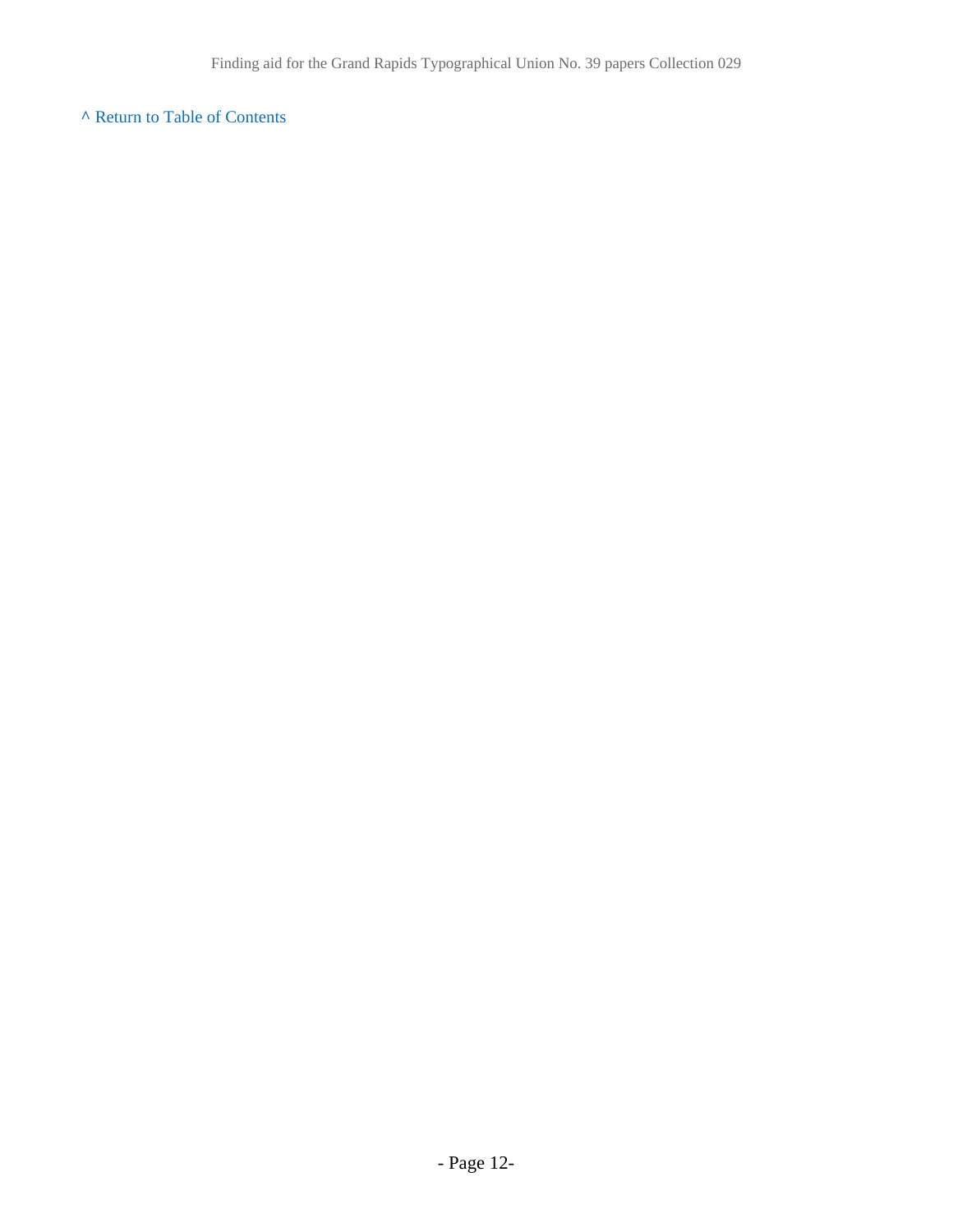^ Return to Table of Contents